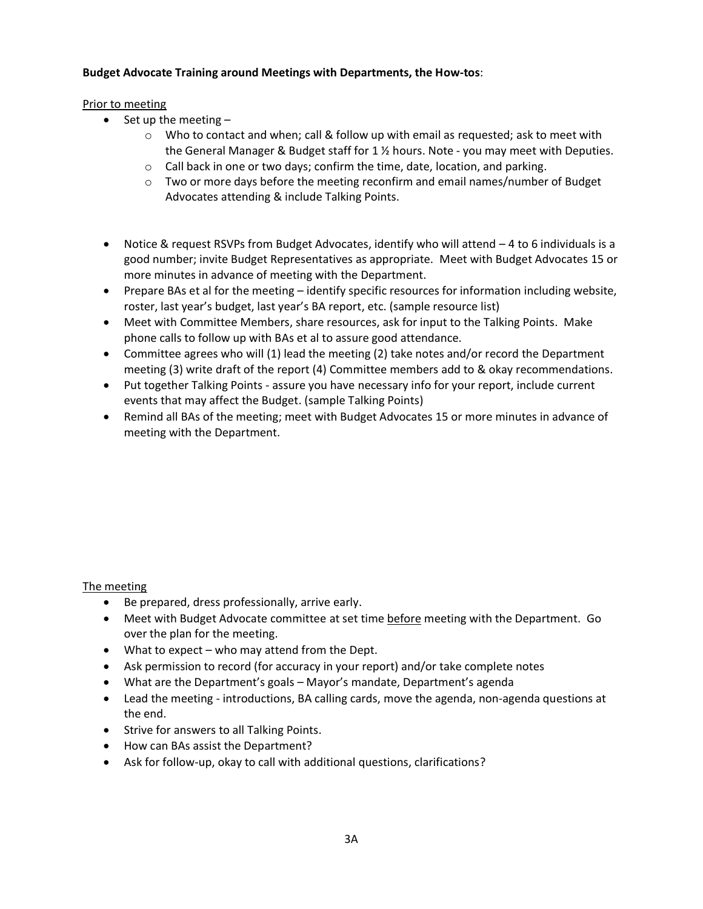**Budget Advocate Training around Meetings with Departments, the How-tos**:

Prior to meeting

- Set up the meeting –
  - Who to contact and when; call & follow up with email as requested; ask to meet with the General Manager & Budget staff for 1 ½ hours. Note - you may meet with Deputies.
  - Call back in one or two days; confirm the time, date, location, and parking.
  - Two or more days before the meeting reconfirm and email names/number of Budget Advocates attending & include Talking Points.
- Notice & request RSVPs from Budget Advocates, identify who will attend – 4 to 6 individuals is a good number; invite Budget Representatives as appropriate. Meet with Budget Advocates 15 or more minutes in advance of meeting with the Department.
- Prepare BAs et al for the meeting – identify specific resources for information including website, roster, last year's budget, last year's BA report, etc. (sample resource list)
- Meet with Committee Members, share resources, ask for input to the Talking Points. Make phone calls to follow up with BAs et al to assure good attendance.
- Committee agrees who will (1) lead the meeting (2) take notes and/or record the Department meeting (3) write draft of the report (4) Committee members add to & okay recommendations.
- Put together Talking Points - assure you have necessary info for your report, include current events that may affect the Budget. (sample Talking Points)
- Remind all BAs of the meeting; meet with Budget Advocates 15 or more minutes in advance of meeting with the Department.

The meeting

- Be prepared, dress professionally, arrive early.
- Meet with Budget Advocate committee at set time before meeting with the Department. Go over the plan for the meeting.
- What to expect – who may attend from the Dept.
- Ask permission to record (for accuracy in your report) and/or take complete notes
- What are the Department's goals – Mayor's mandate, Department's agenda
- Lead the meeting - introductions, BA calling cards, move the agenda, non-agenda questions at the end.
- Strive for answers to all Talking Points.
- How can BAs assist the Department?
- Ask for follow-up, okay to call with additional questions, clarifications?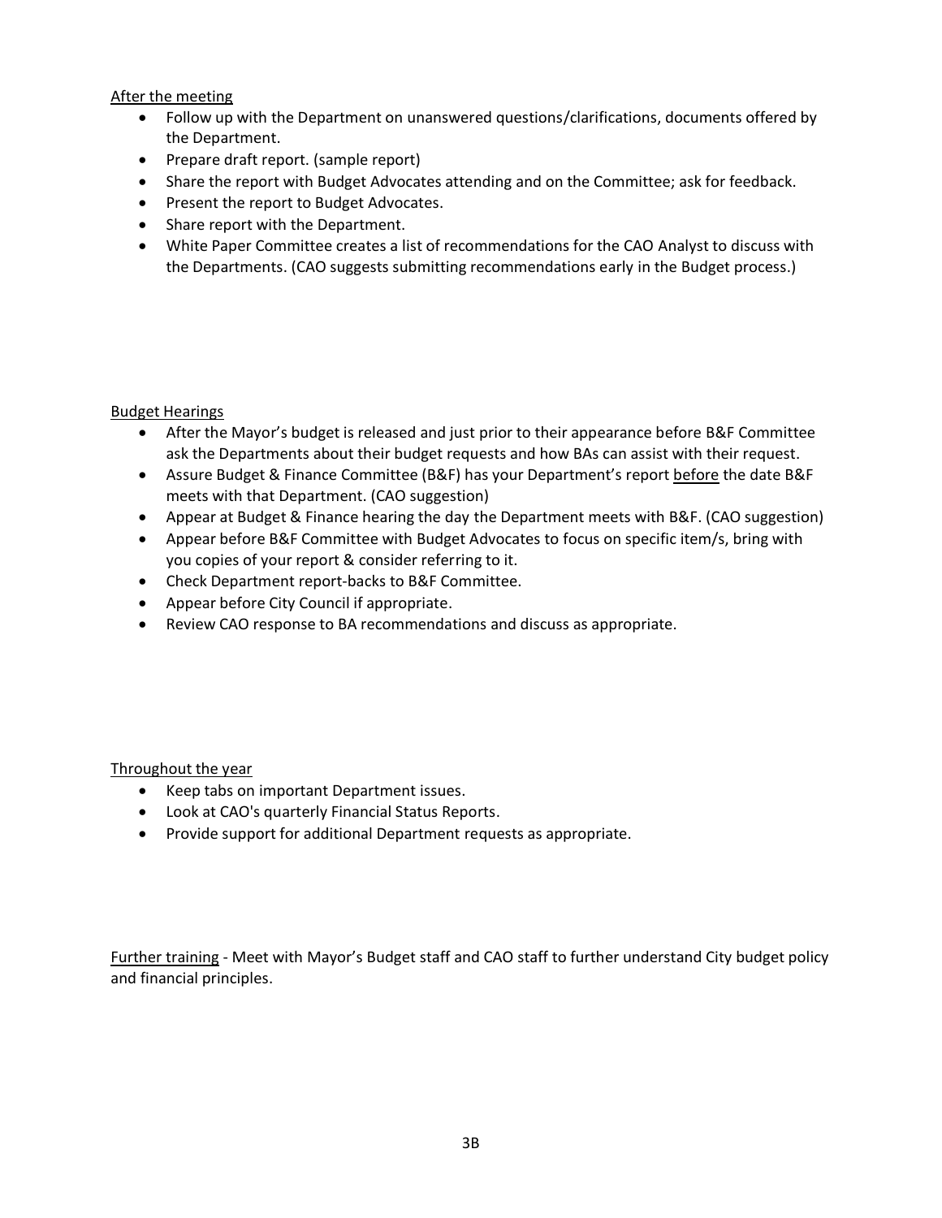<u>After the meeting</u>

- Follow up with the Department on unanswered questions/clarifications, documents offered by the Department.
- Prepare draft report. (sample report)
- Share the report with Budget Advocates attending and on the Committee; ask for feedback.
- Present the report to Budget Advocates.
- Share report with the Department.
- White Paper Committee creates a list of recommendations for the CAO Analyst to discuss with the Departments. (CAO suggests submitting recommendations early in the Budget process.)

<u>Budget Hearings</u>

- After the Mayor's budget is released and just prior to their appearance before B&F Committee ask the Departments about their budget requests and how BAs can assist with their request.
- Assure Budget & Finance Committee (B&F) has your Department's report <u>before</u> the date B&F meets with that Department. (CAO suggestion)
- Appear at Budget & Finance hearing the day the Department meets with B&F. (CAO suggestion)
- Appear before B&F Committee with Budget Advocates to focus on specific item/s, bring with you copies of your report & consider referring to it.
- Check Department report-backs to B&F Committee.
- Appear before City Council if appropriate.
- Review CAO response to BA recommendations and discuss as appropriate.

<u>Throughout the year</u>

- Keep tabs on important Department issues.
- Look at CAO's quarterly Financial Status Reports.
- Provide support for additional Department requests as appropriate.

<u>Further training</u> - Meet with Mayor's Budget staff and CAO staff to further understand City budget policy and financial principles.